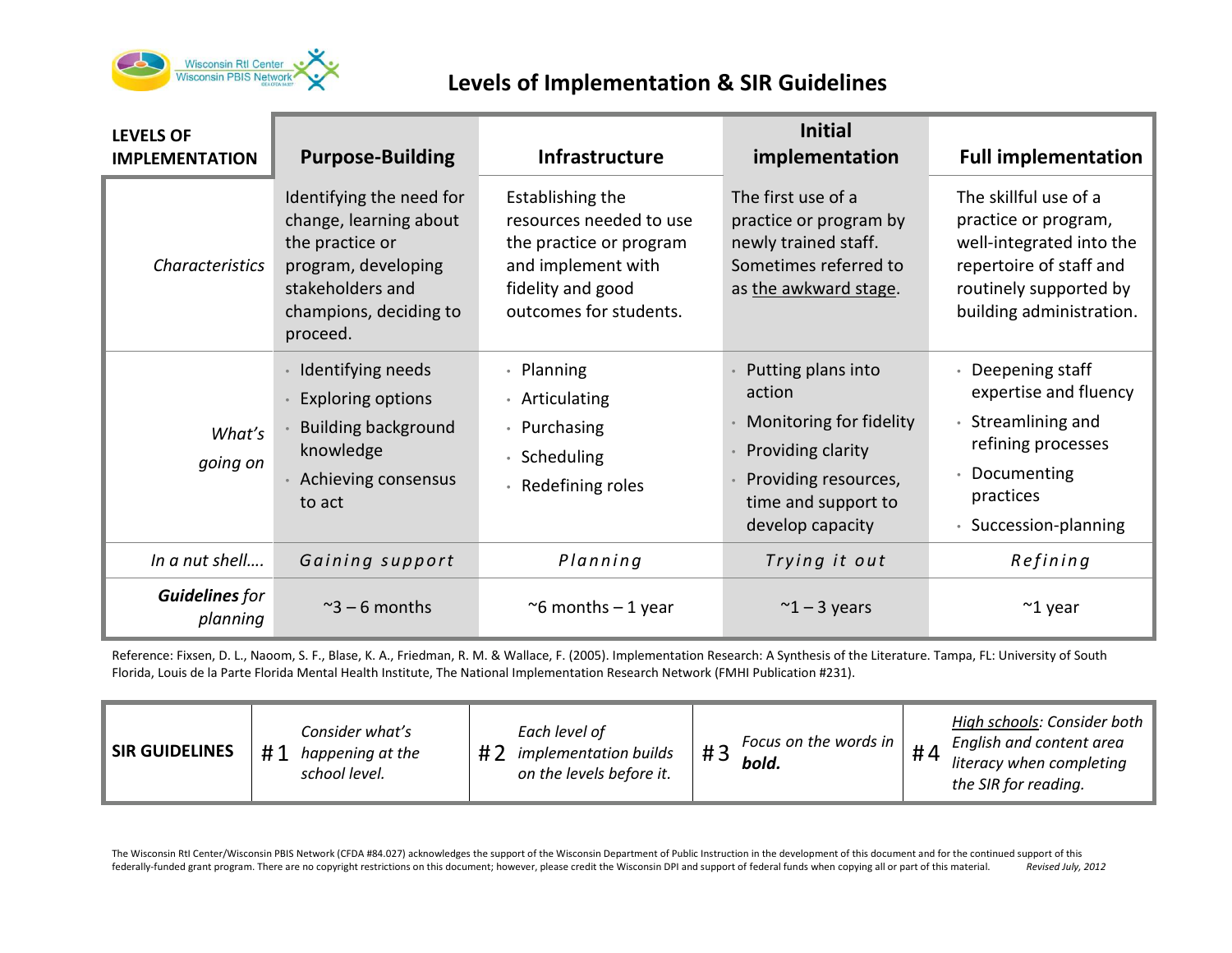# Levels of Implementation & SIR Guidelines

| **LEVELS OF IMPLEMENTATION** | **Purpose-Building** | **Infrastructure** | **Initial implementation** | **Full implementation** |
|---|---|---|---|---|
| *Characteristics* | Identifying the need for change, learning about the practice or program, developing stakeholders and champions, deciding to proceed. | Establishing the resources needed to use the practice or program and implement with fidelity and good outcomes for students. | The first use of a practice or program by newly trained staff. Sometimes referred to as the awkward stage. | The skillful use of a practice or program, well-integrated into the repertoire of staff and routinely supported by building administration. |
| *What's going on* | • Identifying needs<br>• Exploring options<br>• Building background knowledge<br>• Achieving consensus to act | • Planning<br>• Articulating<br>• Purchasing<br>• Scheduling<br>• Redefining roles | • Putting plans into action<br>• Monitoring for fidelity<br>• Providing clarity<br>• Providing resources, time and support to develop capacity | • Deepening staff expertise and fluency<br>• Streamlining and refining processes<br>• Documenting practices<br>• Succession-planning |
| *In a nut shell….* | *Gaining support* | *Planning* | *Trying it out* | *Refining* |
| ***Guidelines** for planning* | ~3 – 6 months | ~6 months – 1 year | ~1 – 3 years | ~1 year |

Reference: Fixsen, D. L., Naoom, S. F., Blase, K. A., Friedman, R. M. & Wallace, F. (2005). Implementation Research: A Synthesis of the Literature. Tampa, FL: University of South Florida, Louis de la Parte Florida Mental Health Institute, The National Implementation Research Network (FMHI Publication #231).

| **SIR GUIDELINES** | #1 *Consider what's happening at the school level.* | #2 *Each level of implementation builds on the levels before it.* | #3 *Focus on the words in **bold.*** | #4 *High schools: Consider both English and content area literacy when completing the SIR for reading.* |
|---|---|---|---|---|

The Wisconsin RtI Center/Wisconsin PBIS Network (CFDA #84.027) acknowledges the support of the Wisconsin Department of Public Instruction in the development of this document and for the continued support of this federally-funded grant program. There are no copyright restrictions on this document; however, please credit the Wisconsin DPI and support of federal funds when copying all or part of this material. *Revised July, 2012*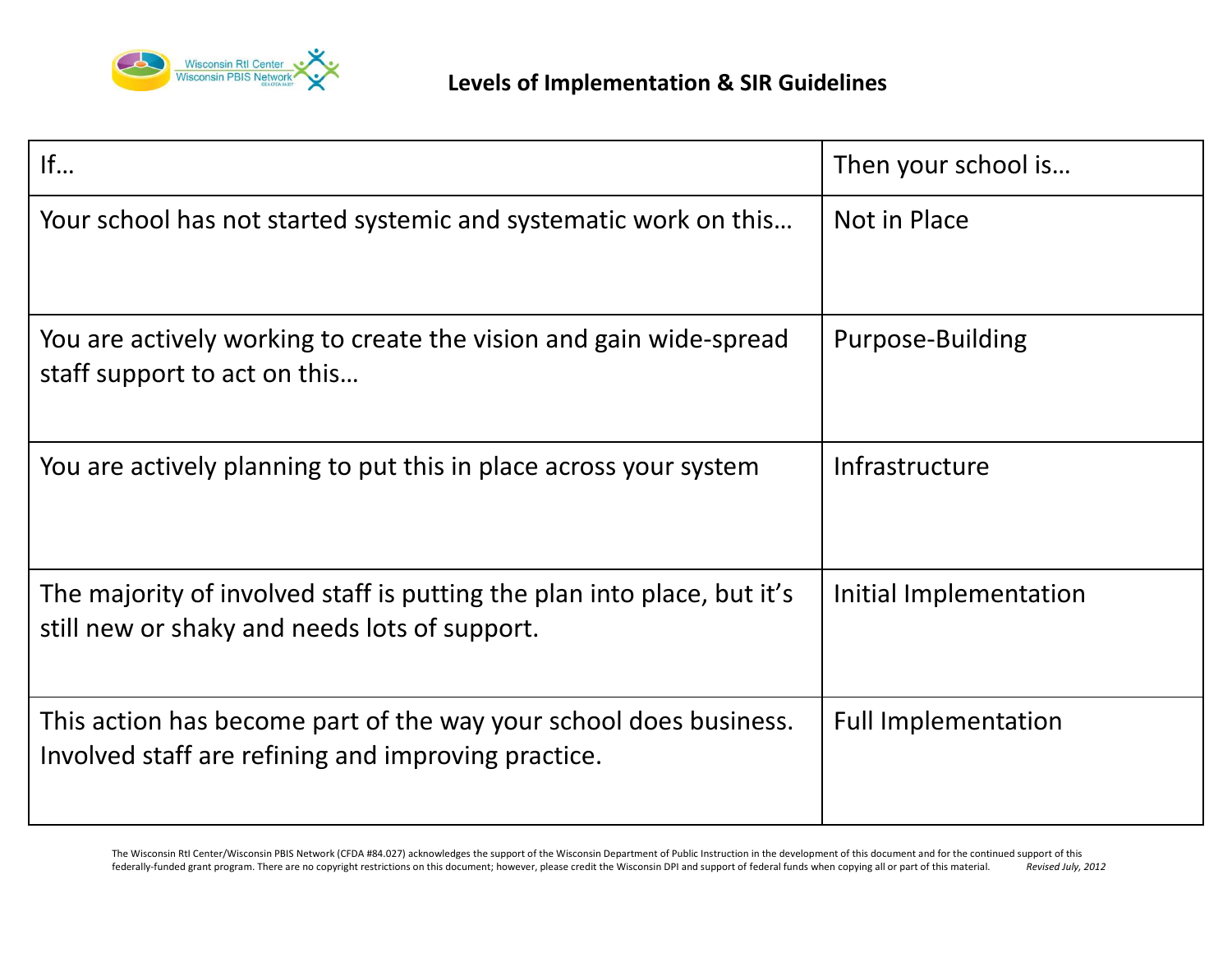# Levels of Implementation & SIR Guidelines

| If… | Then your school is… |
|---|---|
| Your school has not started systemic and systematic work on this… | Not in Place |
| You are actively working to create the vision and gain wide-spread staff support to act on this… | Purpose-Building |
| You are actively planning to put this in place across your system | Infrastructure |
| The majority of involved staff is putting the plan into place, but it's still new or shaky and needs lots of support. | Initial Implementation |
| This action has become part of the way your school does business. Involved staff are refining and improving practice. | Full Implementation |

The Wisconsin RtI Center/Wisconsin PBIS Network (CFDA #84.027) acknowledges the support of the Wisconsin Department of Public Instruction in the development of this document and for the continued support of this federally-funded grant program. There are no copyright restrictions on this document; however, please credit the Wisconsin DPI and support of federal funds when copying all or part of this material. *Revised July, 2012*